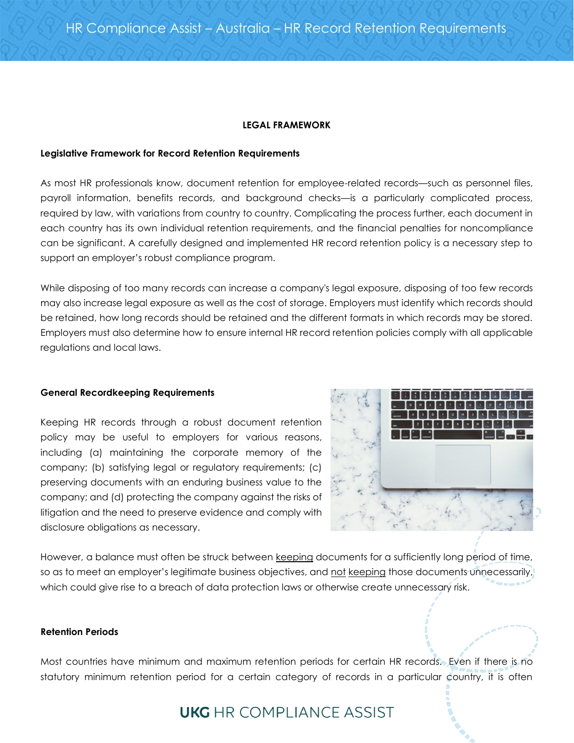## LEGAL FRAMEWORK

### Legislative Framework for Record Retention Requirements

As most HR professionals know, document retention for employee-related records—such as personnel files, payroll information, benefits records, and background checks—is a particularly complicated process, required by law, with variations from country to country. Complicating the process further, each document in each country has its own individual retention requirements, and the financial penalties for noncompliance can be significant. A carefully designed and implemented HR record retention policy is a necessary step to support an employer's robust compliance program.

While disposing of too many records can increase a company's legal exposure, disposing of too few records may also increase legal exposure as well as the cost of storage. Employers must identify which records should be retained, how long records should be retained and the different formats in which records may be stored. Employers must also determine how to ensure internal HR record retention policies comply with all applicable regulations and local laws.

### General Recordkeeping Requirements

Keeping HR records through a robust document retention policy may be useful to employers for various reasons, including (a) maintaining the corporate memory of the company; (b) satisfying legal or regulatory requirements; (c) preserving documents with an enduring business value to the company; and (d) protecting the company against the risks of litigation and the need to preserve evidence and comply with disclosure obligations as necessary.

However, a balance must often be struck between keeping documents for a sufficiently long period of time, so as to meet an employer's legitimate business objectives, and not keeping those documents unnecessarily, which could give rise to a breach of data protection laws or otherwise create unnecessary risk.

### Retention Periods

Most countries have minimum and maximum retention periods for certain HR records. Even if there is no statutory minimum retention period for a certain category of records in a particular country, it is often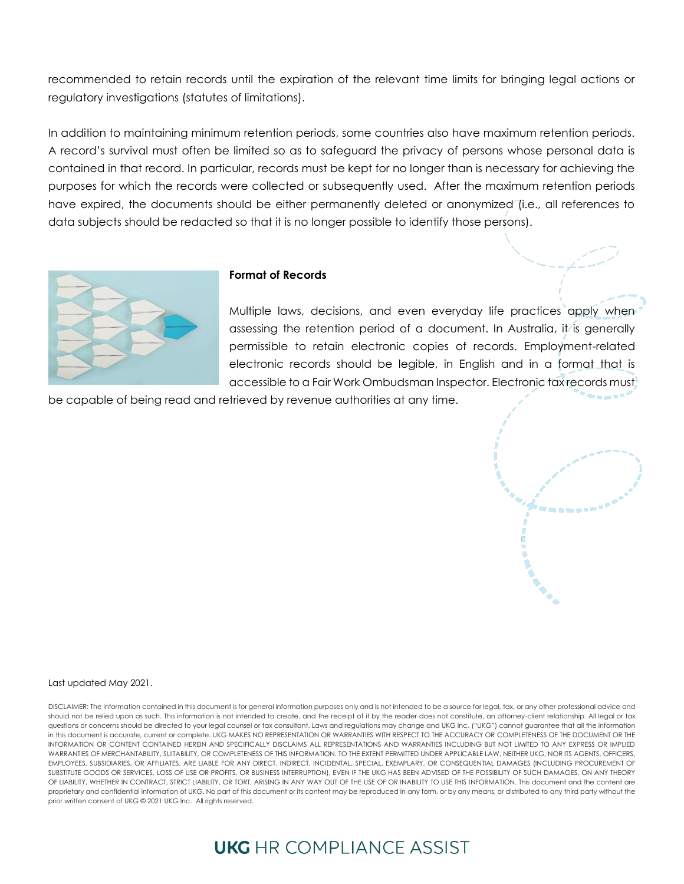recommended to retain records until the expiration of the relevant time limits for bringing legal actions or regulatory investigations (statutes of limitations).

In addition to maintaining minimum retention periods, some countries also have maximum retention periods. A record's survival must often be limited so as to safeguard the privacy of persons whose personal data is contained in that record. In particular, records must be kept for no longer than is necessary for achieving the purposes for which the records were collected or subsequently used. After the maximum retention periods have expired, the documents should be either permanently deleted or anonymized (i.e., all references to data subjects should be redacted so that it is no longer possible to identify those persons).

**Format of Records**

Multiple laws, decisions, and even everyday life practices apply when assessing the retention period of a document. In Australia, it is generally permissible to retain electronic copies of records. Employment-related electronic records should be legible, in English and in a format that is accessible to a Fair Work Ombudsman Inspector. Electronic tax records must be capable of being read and retrieved by revenue authorities at any time.

Last updated May 2021.

DISCLAIMER: The information contained in this document is for general information purposes only and is not intended to be a source for legal, tax, or any other professional advice and should not be relied upon as such. This information is not intended to create, and the receipt of it by the reader does not constitute, an attorney-client relationship. All legal or tax questions or concerns should be directed to your legal counsel or tax consultant. Laws and regulations may change and UKG Inc. ("UKG") cannot guarantee that all the information in this document is accurate, current or complete. UKG MAKES NO REPRESENTATION OR WARRANTIES WITH RESPECT TO THE ACCURACY OR COMPLETENESS OF THE DOCUMENT OR THE INFORMATION OR CONTENT CONTAINED HEREIN AND SPECIFICALLY DISCLAIMS ALL REPRESENTATIONS AND WARRANTIES INCLUDING BUT NOT LIMITED TO ANY EXPRESS OR IMPLIED WARRANTIES OF MERCHANTABILITY, SUITABILITY, OR COMPLETENESS OF THIS INFORMATION. TO THE EXTENT PERMITTED UNDER APPLICABLE LAW, NEITHER UKG, NOR ITS AGENTS, OFFICERS, EMPLOYEES, SUBSIDIARIES, OR AFFILIATES, ARE LIABLE FOR ANY DIRECT, INDIRECT, INCIDENTAL, SPECIAL, EXEMPLARY, OR CONSEQUENTIAL DAMAGES (INCLUDING PROCUREMENT OF SUBSTITUTE GOODS OR SERVICES, LOSS OF USE OR PROFITS, OR BUSINESS INTERRUPTION), EVEN IF THE UKG HAS BEEN ADVISED OF THE POSSIBILITY OF SUCH DAMAGES, ON ANY THEORY OF LIABILITY, WHETHER IN CONTRACT, STRICT LIABILITY, OR TORT, ARISING IN ANY WAY OUT OF THE USE OF OR INABILITY TO USE THIS INFORMATION. This document and the content are proprietary and confidential information of UKG. No part of this document or its content may be reproduced in any form, or by any means, or distributed to any third party without the prior written consent of UKG © 2021 UKG Inc. All rights reserved.

**UKG** HR COMPLIANCE ASSIST